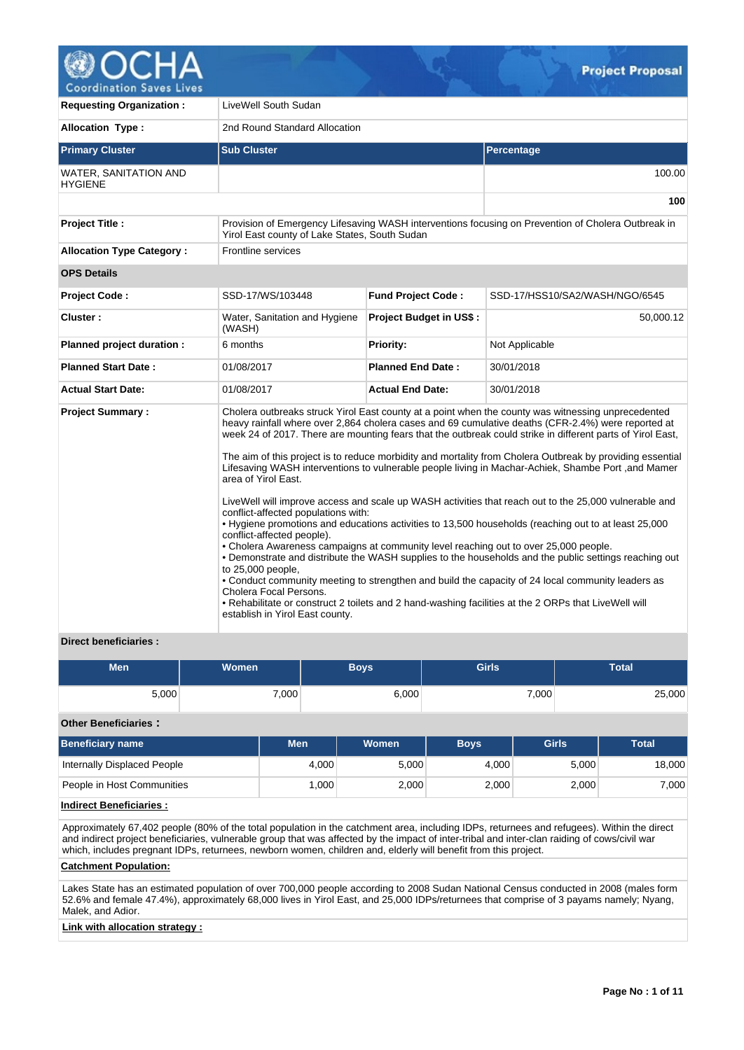# OCHA Project Proposal

| | |
|---|---|
| **Requesting Organization :** | LiveWell South Sudan |
| **Allocation Type :** | 2nd Round Standard Allocation |

| Primary Cluster | Sub Cluster | Percentage |
|---|---|---|
| WATER, SANITATION AND HYGIENE | | 100.00 |
| | | **100** |

| | |
|---|---|
| **Project Title :** | Provision of Emergency Lifesaving WASH interventions focusing on Prevention of Cholera Outbreak in Yirol East county of Lake States, South Sudan |
| **Allocation Type Category :** | Frontline services |

**OPS Details**

| | | | |
|---|---|---|---|
| **Project Code :** | SSD-17/WS/103448 | **Fund Project Code :** | SSD-17/HSS10/SA2/WASH/NGO/6545 |
| **Cluster :** | Water, Sanitation and Hygiene (WASH) | **Project Budget in US$ :** | 50,000.12 |
| **Planned project duration :** | 6 months | **Priority:** | Not Applicable |
| **Planned Start Date :** | 01/08/2017 | **Planned End Date :** | 30/01/2018 |
| **Actual Start Date:** | 01/08/2017 | **Actual End Date:** | 30/01/2018 |

**Project Summary :**

Cholera outbreaks struck Yirol East county at a point when the county was witnessing unprecedented heavy rainfall where over 2,864 cholera cases and 69 cumulative deaths (CFR-2.4%) were reported at week 24 of 2017. There are mounting fears that the outbreak could strike in different parts of Yirol East,

The aim of this project is to reduce morbidity and mortality from Cholera Outbreak by providing essential Lifesaving WASH interventions to vulnerable people living in Machar-Achiek, Shambe Port ,and Mamer area of Yirol East.

LiveWell will improve access and scale up WASH activities that reach out to the 25,000 vulnerable and conflict-affected populations with:
- Hygiene promotions and educations activities to 13,500 households (reaching out to at least 25,000 conflict-affected people).
- Cholera Awareness campaigns at community level reaching out to over 25,000 people.
- Demonstrate and distribute the WASH supplies to the households and the public settings reaching out to 25,000 people,
- Conduct community meeting to strengthen and build the capacity of 24 local community leaders as Cholera Focal Persons.
- Rehabilitate or construct 2 toilets and 2 hand-washing facilities at the 2 ORPs that LiveWell will establish in Yirol East county.

**Direct beneficiaries :**

| Men | Women | Boys | Girls | Total |
|---|---|---|---|---|
| 5,000 | 7,000 | 6,000 | 7,000 | 25,000 |

**Other Beneficiaries :**

| Beneficiary name | Men | Women | Boys | Girls | Total |
|---|---|---|---|---|---|
| Internally Displaced People | 4,000 | 5,000 | 4,000 | 5,000 | 18,000 |
| People in Host Communities | 1,000 | 2,000 | 2,000 | 2,000 | 7,000 |

**Indirect Beneficiaries :**

Approximately 67,402 people (80% of the total population in the catchment area, including IDPs, returnees and refugees). Within the direct and indirect project beneficiaries, vulnerable group that was affected by the impact of inter-tribal and inter-clan raiding of cows/civil war which, includes pregnant IDPs, returnees, newborn women, children and, elderly will benefit from this project.

**Catchment Population:**

Lakes State has an estimated population of over 700,000 people according to 2008 Sudan National Census conducted in 2008 (males form 52.6% and female 47.4%), approximately 68,000 lives in Yirol East, and 25,000 IDPs/returnees that comprise of 3 payams namely; Nyang, Malek, and Adior.

**Link with allocation strategy :**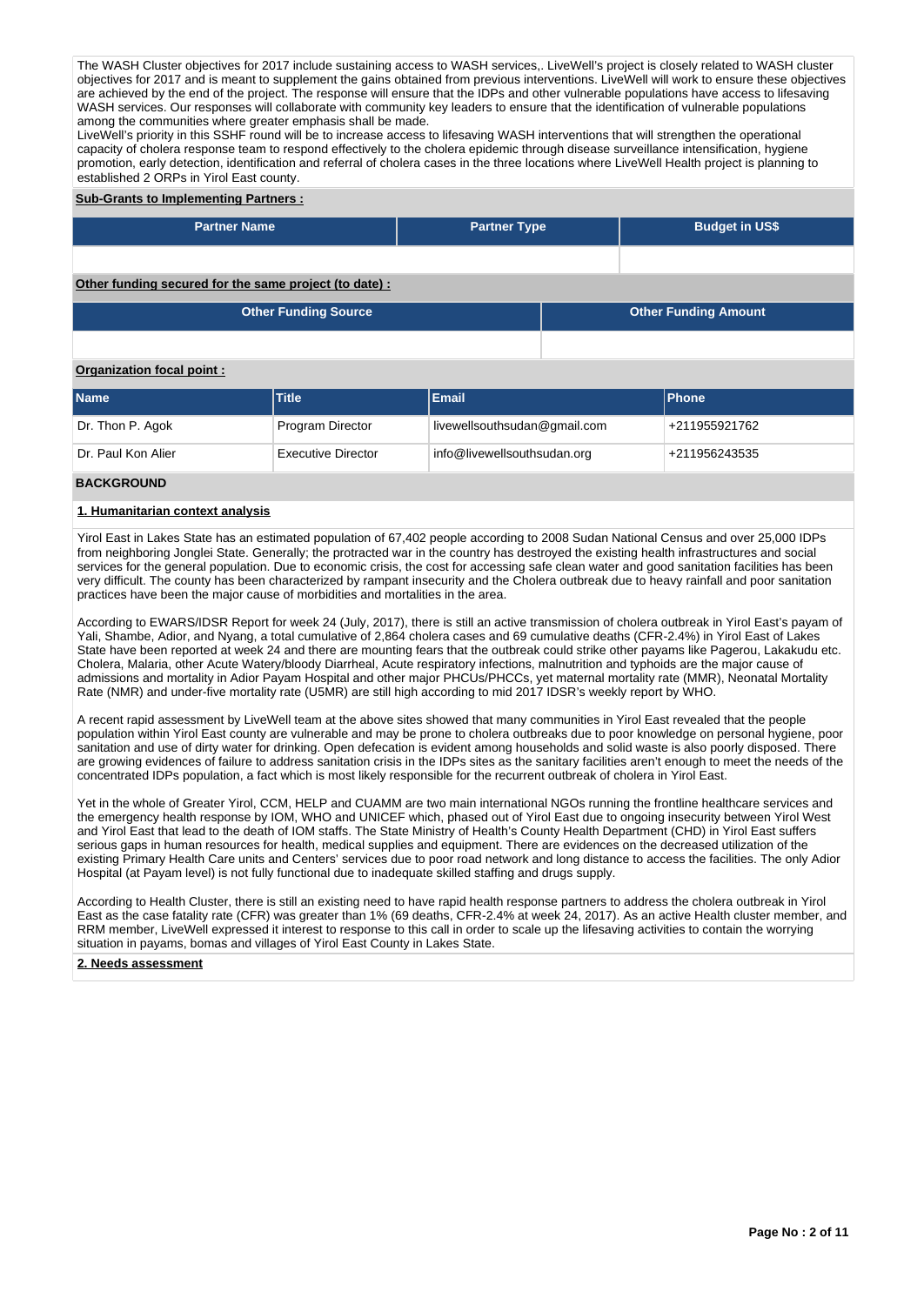The WASH Cluster objectives for 2017 include sustaining access to WASH services,. LiveWell's project is closely related to WASH cluster objectives for 2017 and is meant to supplement the gains obtained from previous interventions. LiveWell will work to ensure these objectives are achieved by the end of the project. The response will ensure that the IDPs and other vulnerable populations have access to lifesaving WASH services. Our responses will collaborate with community key leaders to ensure that the identification of vulnerable populations among the communities where greater emphasis shall be made.
LiveWell's priority in this SSHF round will be to increase access to lifesaving WASH interventions that will strengthen the operational capacity of cholera response team to respond effectively to the cholera epidemic through disease surveillance intensification, hygiene promotion, early detection, identification and referral of cholera cases in the three locations where LiveWell Health project is planning to established 2 ORPs in Yirol East county.

**Sub-Grants to Implementing Partners :**

| Partner Name | Partner Type | Budget in US$ |
|---|---|---|
| | | |

**Other funding secured for the same project (to date) :**

| Other Funding Source | Other Funding Amount |
|---|---|
| | |

**Organization focal point :**

| Name | Title | Email | Phone |
|---|---|---|---|
| Dr. Thon P. Agok | Program Director | livewellsouthsudan@gmail.com | +211955921762 |
| Dr. Paul Kon Alier | Executive Director | info@livewellsouthsudan.org | +211956243535 |

## BACKGROUND

### 1. Humanitarian context analysis

Yirol East in Lakes State has an estimated population of 67,402 people according to 2008 Sudan National Census and over 25,000 IDPs from neighboring Jonglei State. Generally; the protracted war in the country has destroyed the existing health infrastructures and social services for the general population. Due to economic crisis, the cost for accessing safe clean water and good sanitation facilities has been very difficult. The county has been characterized by rampant insecurity and the Cholera outbreak due to heavy rainfall and poor sanitation practices have been the major cause of morbidities and mortalities in the area.

According to EWARS/IDSR Report for week 24 (July, 2017), there is still an active transmission of cholera outbreak in Yirol East's payam of Yali, Shambe, Adior, and Nyang, a total cumulative of 2,864 cholera cases and 69 cumulative deaths (CFR-2.4%) in Yirol East of Lakes State have been reported at week 24 and there are mounting fears that the outbreak could strike other payams like Pagerou, Lakakudu etc. Cholera, Malaria, other Acute Watery/bloody Diarrheal, Acute respiratory infections, malnutrition and typhoids are the major cause of admissions and mortality in Adior Payam Hospital and other major PHCUs/PHCCs, yet maternal mortality rate (MMR), Neonatal Mortality Rate (NMR) and under-five mortality rate (U5MR) are still high according to mid 2017 IDSR's weekly report by WHO.

A recent rapid assessment by LiveWell team at the above sites showed that many communities in Yirol East revealed that the people population within Yirol East county are vulnerable and may be prone to cholera outbreaks due to poor knowledge on personal hygiene, poor sanitation and use of dirty water for drinking. Open defecation is evident among households and solid waste is also poorly disposed. There are growing evidences of failure to address sanitation crisis in the IDPs sites as the sanitary facilities aren't enough to meet the needs of the concentrated IDPs population, a fact which is most likely responsible for the recurrent outbreak of cholera in Yirol East.

Yet in the whole of Greater Yirol, CCM, HELP and CUAMM are two main international NGOs running the frontline healthcare services and the emergency health response by IOM, WHO and UNICEF which, phased out of Yirol East due to ongoing insecurity between Yirol West and Yirol East that lead to the death of IOM staffs. The State Ministry of Health's County Health Department (CHD) in Yirol East suffers serious gaps in human resources for health, medical supplies and equipment. There are evidences on the decreased utilization of the existing Primary Health Care units and Centers' services due to poor road network and long distance to access the facilities. The only Adior Hospital (at Payam level) is not fully functional due to inadequate skilled staffing and drugs supply.

According to Health Cluster, there is still an existing need to have rapid health response partners to address the cholera outbreak in Yirol East as the case fatality rate (CFR) was greater than 1% (69 deaths, CFR-2.4% at week 24, 2017). As an active Health cluster member, and RRM member, LiveWell expressed it interest to response to this call in order to scale up the lifesaving activities to contain the worrying situation in payams, bomas and villages of Yirol East County in Lakes State.

### 2. Needs assessment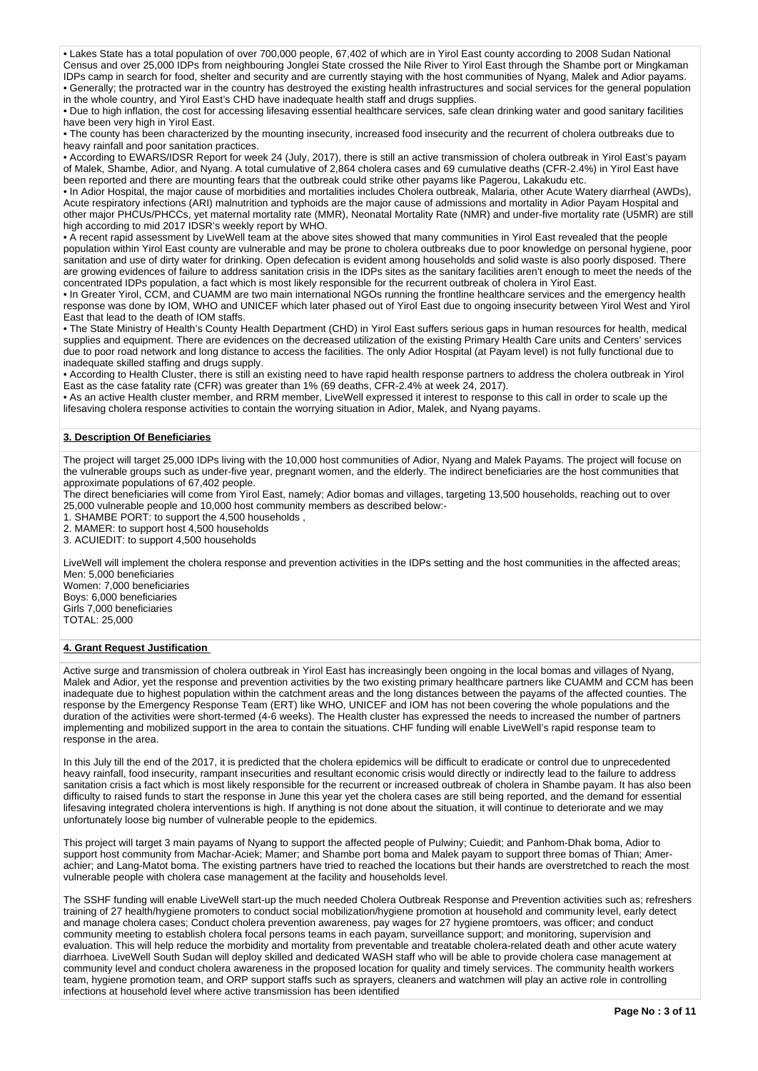- Lakes State has a total population of over 700,000 people, 67,402 of which are in Yirol East county according to 2008 Sudan National Census and over 25,000 IDPs from neighbouring Jonglei State crossed the Nile River to Yirol East through the Shambe port or Mingkaman IDPs camp in search for food, shelter and security and are currently staying with the host communities of Nyang, Malek and Adior payams.
- Generally; the protracted war in the country has destroyed the existing health infrastructures and social services for the general population in the whole country, and Yirol East's CHD have inadequate health staff and drugs supplies.
- Due to high inflation, the cost for accessing lifesaving essential healthcare services, safe clean drinking water and good sanitary facilities have been very high in Yirol East.
- The county has been characterized by the mounting insecurity, increased food insecurity and the recurrent of cholera outbreaks due to heavy rainfall and poor sanitation practices.
- According to EWARS/IDSR Report for week 24 (July, 2017), there is still an active transmission of cholera outbreak in Yirol East's payam of Malek, Shambe, Adior, and Nyang. A total cumulative of 2,864 cholera cases and 69 cumulative deaths (CFR-2.4%) in Yirol East have been reported and there are mounting fears that the outbreak could strike other payams like Pagerou, Lakakudu etc.
- In Adior Hospital, the major cause of morbidities and mortalities includes Cholera outbreak, Malaria, other Acute Watery diarrheal (AWDs), Acute respiratory infections (ARI) malnutrition and typhoids are the major cause of admissions and mortality in Adior Payam Hospital and other major PHCUs/PHCCs, yet maternal mortality rate (MMR), Neonatal Mortality Rate (NMR) and under-five mortality rate (U5MR) are still high according to mid 2017 IDSR's weekly report by WHO.
- A recent rapid assessment by LiveWell team at the above sites showed that many communities in Yirol East revealed that the people population within Yirol East county are vulnerable and may be prone to cholera outbreaks due to poor knowledge on personal hygiene, poor sanitation and use of dirty water for drinking. Open defecation is evident among households and solid waste is also poorly disposed. There are growing evidences of failure to address sanitation crisis in the IDPs sites as the sanitary facilities aren't enough to meet the needs of the concentrated IDPs population, a fact which is most likely responsible for the recurrent outbreak of cholera in Yirol East.
- In Greater Yirol, CCM, and CUAMM are two main international NGOs running the frontline healthcare services and the emergency health response was done by IOM, WHO and UNICEF which later phased out of Yirol East due to ongoing insecurity between Yirol West and Yirol East that lead to the death of IOM staffs.
- The State Ministry of Health's County Health Department (CHD) in Yirol East suffers serious gaps in human resources for health, medical supplies and equipment. There are evidences on the decreased utilization of the existing Primary Health Care units and Centers' services due to poor road network and long distance to access the facilities. The only Adior Hospital (at Payam level) is not fully functional due to inadequate skilled staffing and drugs supply.
- According to Health Cluster, there is still an existing need to have rapid health response partners to address the cholera outbreak in Yirol East as the case fatality rate (CFR) was greater than 1% (69 deaths, CFR-2.4% at week 24, 2017).
- As an active Health cluster member, and RRM member, LiveWell expressed it interest to response to this call in order to scale up the lifesaving cholera response activities to contain the worrying situation in Adior, Malek, and Nyang payams.

**3. Description Of Beneficiaries**

The project will target 25,000 IDPs living with the 10,000 host communities of Adior, Nyang and Malek Payams. The project will focuse on the vulnerable groups such as under-five year, pregnant women, and the elderly. The indirect beneficiaries are the host communities that approximate populations of 67,402 people.
The direct beneficiaries will come from Yirol East, namely; Adior bomas and villages, targeting 13,500 households, reaching out to over 25,000 vulnerable people and 10,000 host community members as described below:-

1. SHAMBE PORT: to support the 4,500 households ,
2. MAMER: to support host 4,500 households
3. ACUIEDIT: to support 4,500 households

LiveWell will implement the cholera response and prevention activities in the IDPs setting and the host communities in the affected areas;
Men: 5,000 beneficiaries
Women: 7,000 beneficiaries
Boys: 6,000 beneficiaries
Girls 7,000 beneficiaries
TOTAL: 25,000

**4. Grant Request Justification**

Active surge and transmission of cholera outbreak in Yirol East has increasingly been ongoing in the local bomas and villages of Nyang, Malek and Adior, yet the response and prevention activities by the two existing primary healthcare partners like CUAMM and CCM has been inadequate due to highest population within the catchment areas and the long distances between the payams of the affected counties. The response by the Emergency Response Team (ERT) like WHO, UNICEF and IOM has not been covering the whole populations and the duration of the activities were short-termed (4-6 weeks). The Health cluster has expressed the needs to increased the number of partners implementing and mobilized support in the area to contain the situations. CHF funding will enable LiveWell's rapid response team to response in the area.

In this July till the end of the 2017, it is predicted that the cholera epidemics will be difficult to eradicate or control due to unprecedented heavy rainfall, food insecurity, rampant insecurities and resultant economic crisis would directly or indirectly lead to the failure to address sanitation crisis a fact which is most likely responsible for the recurrent or increased outbreak of cholera in Shambe payam. It has also been difficulty to raised funds to start the response in June this year yet the cholera cases are still being reported, and the demand for essential lifesaving integrated cholera interventions is high. If anything is not done about the situation, it will continue to deteriorate and we may unfortunately loose big number of vulnerable people to the epidemics.

This project will target 3 main payams of Nyang to support the affected people of Pulwiny; Cuiedit; and Panhom-Dhak boma, Adior to support host community from Machar-Aciek; Mamer; and Shambe port boma and Malek payam to support three bomas of Thian; Amer-achier; and Lang-Matot boma. The existing partners have tried to reached the locations but their hands are overstretched to reach the most vulnerable people with cholera case management at the facility and households level.

The SSHF funding will enable LiveWell start-up the much needed Cholera Outbreak Response and Prevention activities such as; refreshers training of 27 health/hygiene promoters to conduct social mobilization/hygiene promotion at household and community level, early detect and manage cholera cases; Conduct cholera prevention awareness, pay wages for 27 hygiene promtoers, was officer; and conduct community meeting to establish cholera focal persons teams in each payam, surveillance support; and monitoring, supervision and evaluation. This will help reduce the morbidity and mortality from preventable and treatable cholera-related death and other acute watery diarrhoea. LiveWell South Sudan will deploy skilled and dedicated WASH staff who will be able to provide cholera case management at community level and conduct cholera awareness in the proposed location for quality and timely services. The community health workers team, hygiene promotion team, and ORP support staffs such as sprayers, cleaners and watchmen will play an active role in controlling infections at household level where active transmission has been identified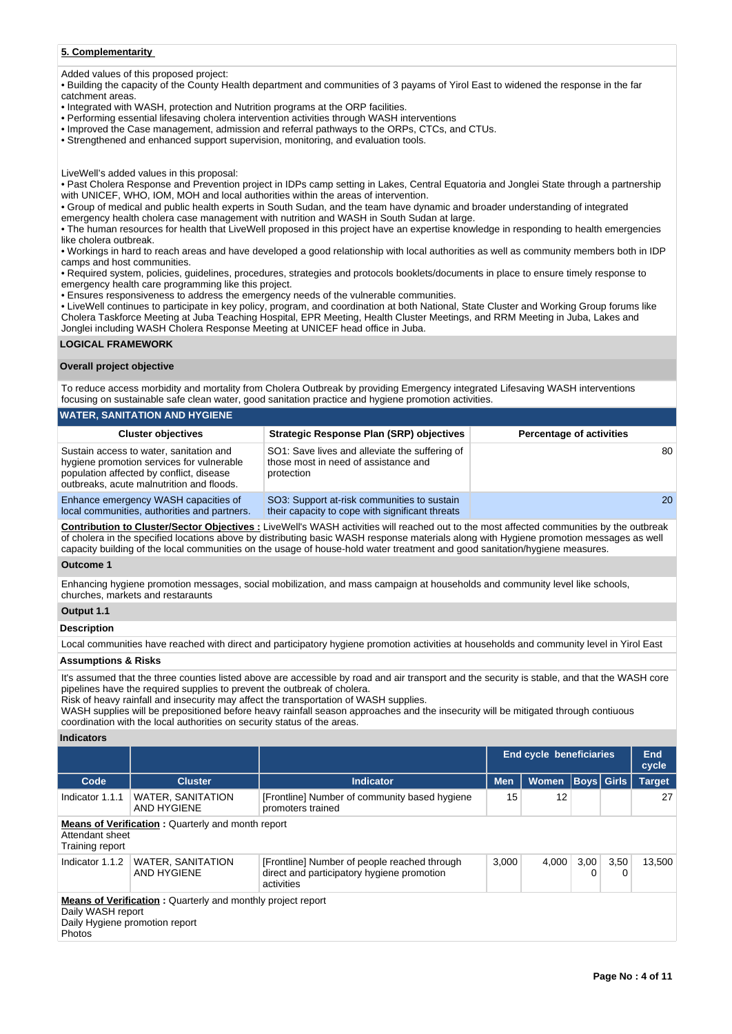### 5. Complementarity

Added values of this proposed project:
• Building the capacity of the County Health department and communities of 3 payams of Yirol East to widened the response in the far catchment areas.
• Integrated with WASH, protection and Nutrition programs at the ORP facilities.
• Performing essential lifesaving cholera intervention activities through WASH interventions
• Improved the Case management, admission and referral pathways to the ORPs, CTCs, and CTUs.
• Strengthened and enhanced support supervision, monitoring, and evaluation tools.

LiveWell's added values in this proposal:
• Past Cholera Response and Prevention project in IDPs camp setting in Lakes, Central Equatoria and Jonglei State through a partnership with UNICEF, WHO, IOM, MOH and local authorities within the areas of intervention.
• Group of medical and public health experts in South Sudan, and the team have dynamic and broader understanding of integrated emergency health cholera case management with nutrition and WASH in South Sudan at large.
• The human resources for health that LiveWell proposed in this project have an expertise knowledge in responding to health emergencies like cholera outbreak.
• Workings in hard to reach areas and have developed a good relationship with local authorities as well as community members both in IDP camps and host communities.
• Required system, policies, guidelines, procedures, strategies and protocols booklets/documents in place to ensure timely response to emergency health care programming like this project.
• Ensures responsiveness to address the emergency needs of the vulnerable communities.
• LiveWell continues to participate in key policy, program, and coordination at both National, State Cluster and Working Group forums like Cholera Taskforce Meeting at Juba Teaching Hospital, EPR Meeting, Health Cluster Meetings, and RRM Meeting in Juba, Lakes and Jonglei including WASH Cholera Response Meeting at UNICEF head office in Juba.

## LOGICAL FRAMEWORK

### Overall project objective

To reduce access morbidity and mortality from Cholera Outbreak by providing Emergency integrated Lifesaving WASH interventions focusing on sustainable safe clean water, good sanitation practice and hygiene promotion activities.

### WATER, SANITATION AND HYGIENE

| Cluster objectives | Strategic Response Plan (SRP) objectives | Percentage of activities |
|---|---|---|
| Sustain access to water, sanitation and hygiene promotion services for vulnerable population affected by conflict, disease outbreaks, acute malnutrition and floods. | SO1: Save lives and alleviate the suffering of those most in need of assistance and protection | 80 |
| Enhance emergency WASH capacities of local communities, authorities and partners. | SO3: Support at-risk communities to sustain their capacity to cope with significant threats | 20 |

**Contribution to Cluster/Sector Objectives :** LiveWell's WASH activities will reached out to the most affected communities by the outbreak of cholera in the specified locations above by distributing basic WASH response materials along with Hygiene promotion messages as well capacity building of the local communities on the usage of house-hold water treatment and good sanitation/hygiene measures.

**Outcome 1**

Enhancing hygiene promotion messages, social mobilization, and mass campaign at households and community level like schools, churches, markets and restaraunts

**Output 1.1**

**Description**

Local communities have reached with direct and participatory hygiene promotion activities at households and community level in Yirol East

**Assumptions & Risks**

It's assumed that the three counties listed above are accessible by road and air transport and the security is stable, and that the WASH core pipelines have the required supplies to prevent the outbreak of cholera.
Risk of heavy rainfall and insecurity may affect the transportation of WASH supplies.
WASH supplies will be prepositioned before heavy rainfall season approaches and the insecurity will be mitigated through contiuous coordination with the local authorities on security status of the areas.

**Indicators**

| | | | End cycle beneficiaries | | | | End cycle |
|---|---|---|---|---|---|---|---|
| Code | Cluster | Indicator | Men | Women | Boys | Girls | Target |
| Indicator 1.1.1 | WATER, SANITATION AND HYGIENE | [Frontline] Number of community based hygiene promoters trained | 15 | 12 | | | 27 |
| **Means of Verification :** Quarterly and month report<br>Attendant sheet<br>Training report | | | | | | | |
| Indicator 1.1.2 | WATER, SANITATION AND HYGIENE | [Frontline] Number of people reached through direct and participatory hygiene promotion activities | 3,000 | 4,000 | 3,000 | 3,500 | 13,500 |
| **Means of Verification :** Quarterly and monthly project report<br>Daily WASH report<br>Daily Hygiene promotion report<br>Photos | | | | | | | |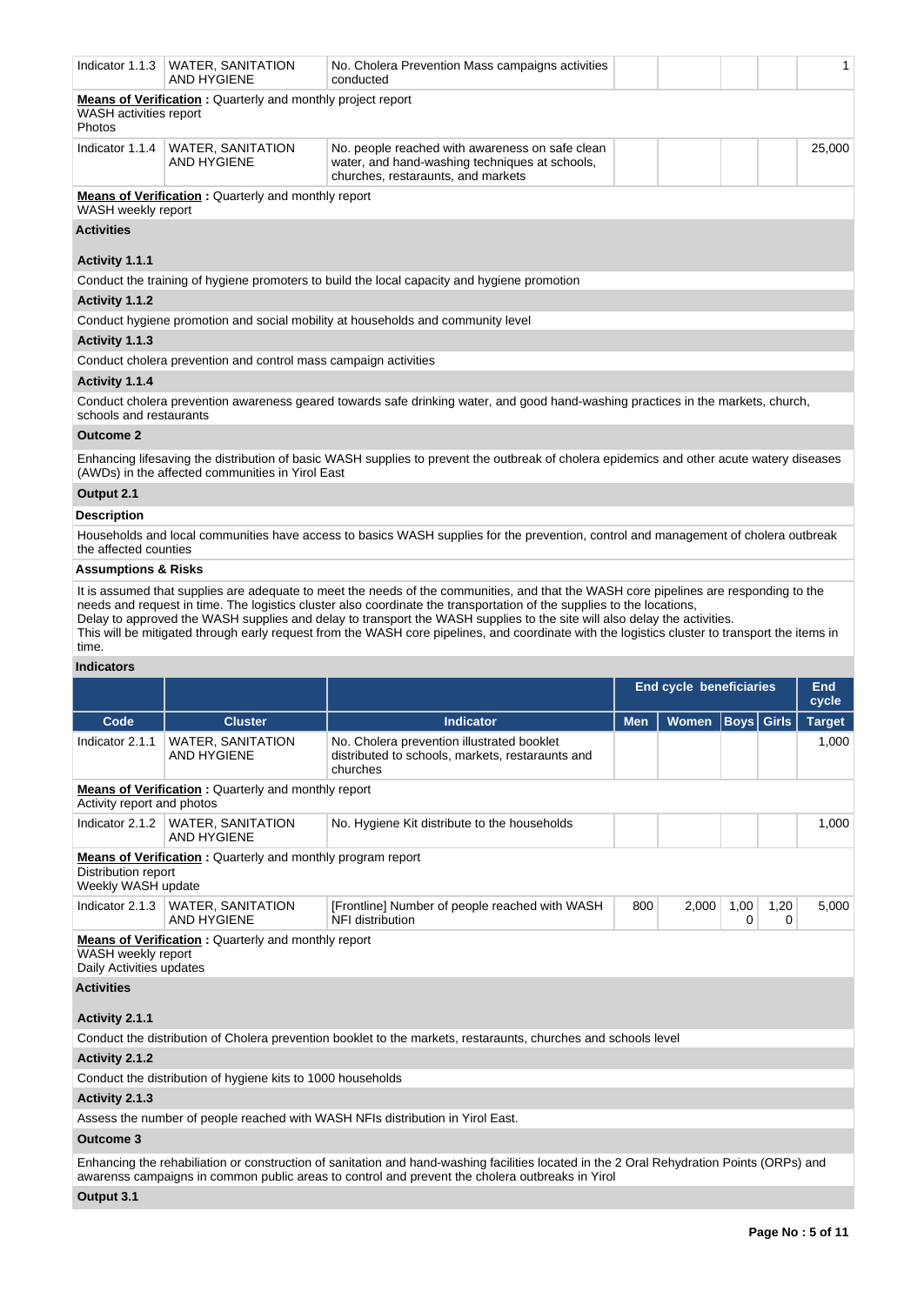| Indicator 1.1.3 | WATER, SANITATION AND HYGIENE | No. Cholera Prevention Mass campaigns activities conducted | | | | | 1 |
|---|---|---|---|---|---|---|---|

**Means of Verification :** Quarterly and monthly project report
WASH activities report
Photos

| Indicator 1.1.4 | WATER, SANITATION AND HYGIENE | No. people reached with awareness on safe clean water, and hand-washing techniques at schools, churches, restaraunts, and markets | | | | | 25,000 |
|---|---|---|---|---|---|---|---|

**Means of Verification :** Quarterly and monthly report
WASH weekly report

**Activities**

**Activity 1.1.1**

Conduct the training of hygiene promoters to build the local capacity and hygiene promotion

**Activity 1.1.2**

Conduct hygiene promotion and social mobility at households and community level

**Activity 1.1.3**

Conduct cholera prevention and control mass campaign activities

**Activity 1.1.4**

Conduct cholera prevention awareness geared towards safe drinking water, and good hand-washing practices in the markets, church, schools and restaurants

**Outcome 2**

Enhancing lifesaving the distribution of basic WASH supplies to prevent the outbreak of cholera epidemics and other acute watery diseases (AWDs) in the affected communities in Yirol East

**Output 2.1**

**Description**

Households and local communities have access to basics WASH supplies for the prevention, control and management of cholera outbreak the affected counties

**Assumptions & Risks**

It is assumed that supplies are adequate to meet the needs of the communities, and that the WASH core pipelines are responding to the needs and request in time. The logistics cluster also coordinate the transportation of the supplies to the locations,
Delay to approved the WASH supplies and delay to transport the WASH supplies to the site will also delay the activities.
This will be mitigated through early request from the WASH core pipelines, and coordinate with the logistics cluster to transport the items in time.

**Indicators**

| | | | End cycle beneficiaries | | | | End cycle |
|---|---|---|---|---|---|---|---|
| **Code** | **Cluster** | **Indicator** | **Men** | **Women** | **Boys** | **Girls** | **Target** |
| Indicator 2.1.1 | WATER, SANITATION AND HYGIENE | No. Cholera prevention illustrated booklet distributed to schools, markets, restaraunts and churches | | | | | 1,000 |

**Means of Verification :** Quarterly and monthly report
Activity report and photos

| Indicator 2.1.2 | WATER, SANITATION AND HYGIENE | No. Hygiene Kit distribute to the households | | | | | 1,000 |
|---|---|---|---|---|---|---|---|

**Means of Verification :** Quarterly and monthly program report
Distribution report
Weekly WASH update

| Indicator 2.1.3 | WATER, SANITATION AND HYGIENE | [Frontline] Number of people reached with WASH NFI distribution | 800 | 2,000 | 1,000 | 1,200 | 5,000 |
|---|---|---|---|---|---|---|---|

**Means of Verification :** Quarterly and monthly report
WASH weekly report
Daily Activities updates

**Activities**

**Activity 2.1.1**

Conduct the distribution of Cholera prevention booklet to the markets, restaraunts, churches and schools level

**Activity 2.1.2**

Conduct the distribution of hygiene kits to 1000 households

**Activity 2.1.3**

Assess the number of people reached with WASH NFIs distribution in Yirol East.

**Outcome 3**

Enhancing the rehabiliation or construction of sanitation and hand-washing facilities located in the 2 Oral Rehydration Points (ORPs) and awarenss campaigns in common public areas to control and prevent the cholera outbreaks in Yirol

**Output 3.1**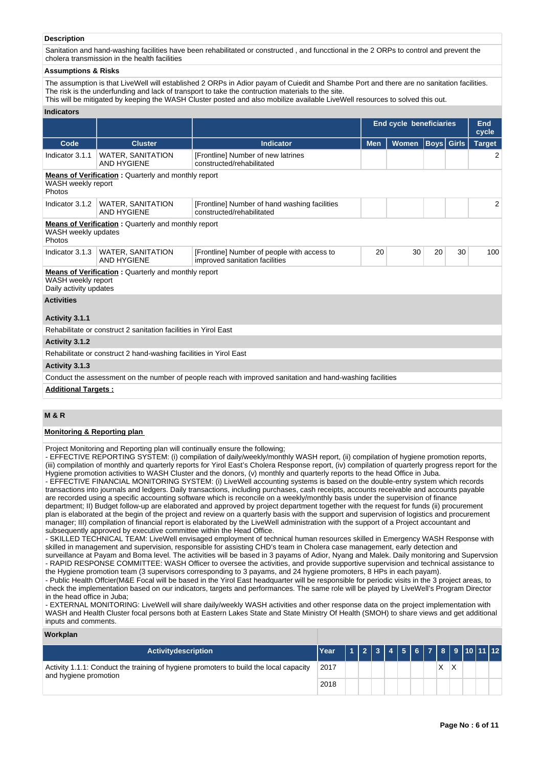**Description**

Sanitation and hand-washing facilities have been rehabilitated or constructed , and funcctional in the 2 ORPs to control and prevent the cholera transmission in the health facilities

**Assumptions & Risks**

The assumption is that LiveWell will established 2 ORPs in Adior payam of Cuiedit and Shambe Port and there are no sanitation facilities. The risk is the underfunding and lack of transport to take the contruction materials to the site.
This will be mitigated by keeping the WASH Cluster posted and also mobilize available LiveWell resources to solved this out.

**Indicators**

| | | | End cycle beneficiaries | | | | End cycle |
|---|---|---|---|---|---|---|---|
| **Code** | **Cluster** | **Indicator** | **Men** | **Women** | **Boys** | **Girls** | **Target** |
| Indicator 3.1.1 | WATER, SANITATION AND HYGIENE | [Frontline] Number of new latrines constructed/rehabilitated | | | | | 2 |
| **Means of Verification :** Quarterly and monthly report WASH weekly report Photos | | | | | | | |
| Indicator 3.1.2 | WATER, SANITATION AND HYGIENE | [Frontline] Number of hand washing facilities constructed/rehabilitated | | | | | 2 |
| **Means of Verification :** Quarterly and monthly report WASH weekly updates Photos | | | | | | | |
| Indicator 3.1.3 | WATER, SANITATION AND HYGIENE | [Frontline] Number of people with access to improved sanitation facilities | 20 | 30 | 20 | 30 | 100 |
| **Means of Verification :** Quarterly and monthly report WASH weekly report Daily activity updates | | | | | | | |

**Activities**

**Activity 3.1.1**

Rehabilitate or construct 2 sanitation facilities in Yirol East

**Activity 3.1.2**

Rehabilitate or construct 2 hand-washing facilities in Yirol East

**Activity 3.1.3**

Conduct the assessment on the number of people reach with improved sanitation and hand-washing facilities

**Additional Targets :**

## M & R

**Monitoring & Reporting plan**

Project Monitoring and Reporting plan will continually ensure the following;
- EFFECTIVE REPORTING SYSTEM: (i) compilation of daily/weekly/monthly WASH report, (ii) compilation of hygiene promotion reports, (iii) compilation of monthly and quarterly reports for Yirol East's Cholera Response report, (iv) compilation of quarterly progress report for the Hygiene promotion activities to WASH Cluster and the donors, (v) monthly and quarterly reports to the head Office in Juba.
- EFFECTIVE FINANCIAL MONITORING SYSTEM: (i) LiveWell accounting systems is based on the double-entry system which records transactions into journals and ledgers. Daily transactions, including purchases, cash receipts, accounts receivable and accounts payable are recorded using a specific accounting software which is reconcile on a weekly/monthly basis under the supervision of finance department; II) Budget follow-up are elaborated and approved by project department together with the request for funds (ii) procurement plan is elaborated at the begin of the project and review on a quarterly basis with the support and supervision of logistics and procurement manager; III) compilation of financial report is elaborated by the LiveWell administration with the support of a Project accountant and subsequently approved by executive committee within the Head Office.
- SKILLED TECHNICAL TEAM: LiveWell envisaged employment of technical human resources skilled in Emergency WASH Response with skilled in management and supervision, responsible for assisting CHD's team in Cholera case management, early detection and surveillance at Payam and Boma level. The activities will be based in 3 payams of Adior, Nyang and Malek. Daily monitoring and Supervsion
- RAPID RESPONSE COMMITTEE: WASH Officer to oversee the activities, and provide supportive supervision and technical assistance to the Hygiene promotion team (3 supervisors corresponding to 3 payams, and 24 hygiene promoters, 8 HPs in each payam).
- Public Health Offcier(M&E Focal will be based in the Yirol East headquarter will be responsible for periodic visits in the 3 project areas, to check the implementation based on our indicators, targets and performances. The same role will be played by LiveWell's Program Director in the head office in Juba;
- EXTERNAL MONITORING: LiveWell will share daily/weekly WASH activities and other response data on the project implementation with WASH and Health Cluster focal persons both at Eastern Lakes State and State Ministry Of Health (SMOH) to share views and get additional inputs and comments.

**Workplan**

| Activitydescription | Year | 1 | 2 | 3 | 4 | 5 | 6 | 7 | 8 | 9 | 10 | 11 | 12 |
|---|---|---|---|---|---|---|---|---|---|---|---|---|---|
| Activity 1.1.1: Conduct the training of hygiene promoters to build the local capacity and hygiene promotion | 2017 | | | | | | | | X | X | | | |
| | 2018 | | | | | | | | | | | | |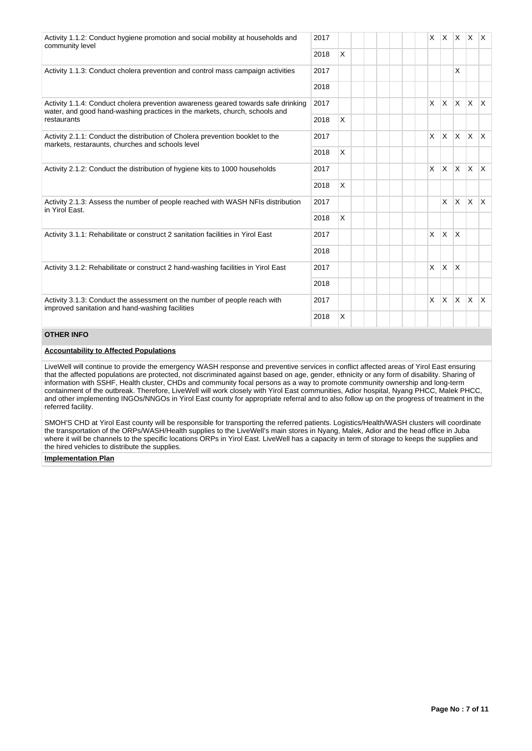| Activity | Year | 1 | 2 | 3 | 4 | 5 | 6 | 7 | 8 | 9 | 10 | 11 | 12 |
|---|---|---|---|---|---|---|---|---|---|---|---|---|---|
| Activity 1.1.2: Conduct hygiene promotion and social mobility at households and community level | 2017 | | | | | | | | X | X | X | X | X |
| | 2018 | X | | | | | | | | | | | |
| Activity 1.1.3: Conduct cholera prevention and control mass campaign activities | 2017 | | | | | | | | | | X | | |
| | 2018 | | | | | | | | | | | | |
| Activity 1.1.4: Conduct cholera prevention awareness geared towards safe drinking water, and good hand-washing practices in the markets, church, schools and restaurants | 2017 | | | | | | | | X | X | X | X | X |
| | 2018 | X | | | | | | | | | | | |
| Activity 2.1.1: Conduct the distribution of Cholera prevention booklet to the markets, restaraunts, churches and schools level | 2017 | | | | | | | | X | X | X | X | X |
| | 2018 | X | | | | | | | | | | | |
| Activity 2.1.2: Conduct the distribution of hygiene kits to 1000 households | 2017 | | | | | | | | X | X | X | X | X |
| | 2018 | X | | | | | | | | | | | |
| Activity 2.1.3: Assess the number of people reached with WASH NFIs distribution in Yirol East. | 2017 | | | | | | | | | X | X | X | X |
| | 2018 | X | | | | | | | | | | | |
| Activity 3.1.1: Rehabilitate or construct 2 sanitation facilities in Yirol East | 2017 | | | | | | | | X | X | X | | |
| | 2018 | | | | | | | | | | | | |
| Activity 3.1.2: Rehabilitate or construct 2 hand-washing facilities in Yirol East | 2017 | | | | | | | | X | X | X | | |
| | 2018 | | | | | | | | | | | | |
| Activity 3.1.3: Conduct the assessment on the number of people reach with improved sanitation and hand-washing facilities | 2017 | | | | | | | | X | X | X | X | X |
| | 2018 | X | | | | | | | | | | | |

## OTHER INFO

**Accountability to Affected Populations**

LiveWell will continue to provide the emergency WASH response and preventive services in conflict affected areas of Yirol East ensuring that the affected populations are protected, not discriminated against based on age, gender, ethnicity or any form of disability. Sharing of information with SSHF, Health cluster, CHDs and community focal persons as a way to promote community ownership and long-term containment of the outbreak. Therefore, LiveWell will work closely with Yirol East communities, Adior hospital, Nyang PHCC, Malek PHCC, and other implementing INGOs/NNGOs in Yirol East county for appropriate referral and to also follow up on the progress of treatment in the referred facility.

SMOH'S CHD at Yirol East county will be responsible for transporting the referred patients. Logistics/Health/WASH clusters will coordinate the transportation of the ORPs/WASH/Health supplies to the LiveWell's main stores in Nyang, Malek, Adior and the head office in Juba where it will be channels to the specific locations ORPs in Yirol East. LiveWell has a capacity in term of storage to keeps the supplies and the hired vehicles to distribute the supplies.

**Implementation Plan**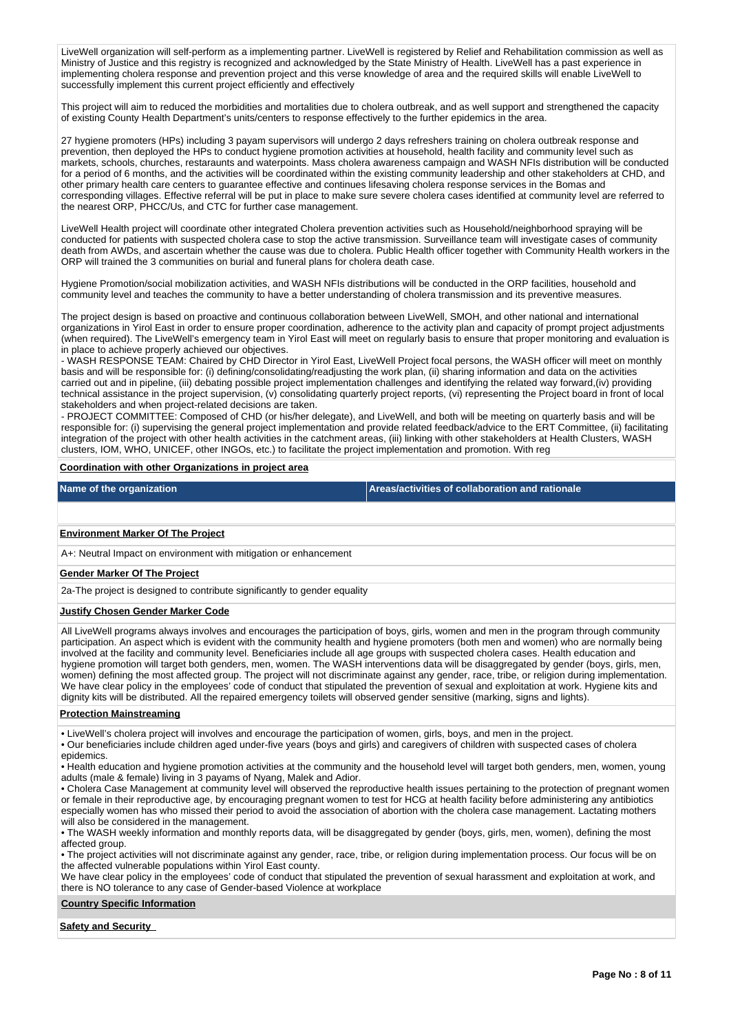LiveWell organization will self-perform as a implementing partner. LiveWell is registered by Relief and Rehabilitation commission as well as Ministry of Justice and this registry is recognized and acknowledged by the State Ministry of Health. LiveWell has a past experience in implementing cholera response and prevention project and this verse knowledge of area and the required skills will enable LiveWell to successfully implement this current project efficiently and effectively

This project will aim to reduced the morbidities and mortalities due to cholera outbreak, and as well support and strengthened the capacity of existing County Health Department's units/centers to response effectively to the further epidemics in the area.

27 hygiene promoters (HPs) including 3 payam supervisors will undergo 2 days refreshers training on cholera outbreak response and prevention, then deployed the HPs to conduct hygiene promotion activities at household, health facility and community level such as markets, schools, churches, restaraunts and waterpoints. Mass cholera awareness campaign and WASH NFIs distribution will be conducted for a period of 6 months, and the activities will be coordinated within the existing community leadership and other stakeholders at CHD, and other primary health care centers to guarantee effective and continues lifesaving cholera response services in the Bomas and corresponding villages. Effective referral will be put in place to make sure severe cholera cases identified at community level are referred to the nearest ORP, PHCC/Us, and CTC for further case management.

LiveWell Health project will coordinate other integrated Cholera prevention activities such as Household/neighborhood spraying will be conducted for patients with suspected cholera case to stop the active transmission. Surveillance team will investigate cases of community death from AWDs, and ascertain whether the cause was due to cholera. Public Health officer together with Community Health workers in the ORP will trained the 3 communities on burial and funeral plans for cholera death case.

Hygiene Promotion/social mobilization activities, and WASH NFIs distributions will be conducted in the ORP facilities, household and community level and teaches the community to have a better understanding of cholera transmission and its preventive measures.

The project design is based on proactive and continuous collaboration between LiveWell, SMOH, and other national and international organizations in Yirol East in order to ensure proper coordination, adherence to the activity plan and capacity of prompt project adjustments (when required). The LiveWell's emergency team in Yirol East will meet on regularly basis to ensure that proper monitoring and evaluation is in place to achieve properly achieved our objectives.
- WASH RESPONSE TEAM: Chaired by CHD Director in Yirol East, LiveWell Project focal persons, the WASH officer will meet on monthly basis and will be responsible for: (i) defining/consolidating/readjusting the work plan, (ii) sharing information and data on the activities carried out and in pipeline, (iii) debating possible project implementation challenges and identifying the related way forward,(iv) providing technical assistance in the project supervision, (v) consolidating quarterly project reports, (vi) representing the Project board in front of local stakeholders and when project-related decisions are taken.
- PROJECT COMMITTEE: Composed of CHD (or his/her delegate), and LiveWell, and both will be meeting on quarterly basis and will be responsible for: (i) supervising the general project implementation and provide related feedback/advice to the ERT Committee, (ii) facilitating integration of the project with other health activities in the catchment areas, (iii) linking with other stakeholders at Health Clusters, WASH clusters, IOM, WHO, UNICEF, other INGOs, etc.) to facilitate the project implementation and promotion. With reg

**Coordination with other Organizations in project area**

| Name of the organization | Areas/activities of collaboration and rationale |
|---|---|
| | |

**Environment Marker Of The Project**

A+: Neutral Impact on environment with mitigation or enhancement

**Gender Marker Of The Project**

2a-The project is designed to contribute significantly to gender equality

**Justify Chosen Gender Marker Code**

All LiveWell programs always involves and encourages the participation of boys, girls, women and men in the program through community participation. An aspect which is evident with the community health and hygiene promoters (both men and women) who are normally being involved at the facility and community level. Beneficiaries include all age groups with suspected cholera cases. Health education and hygiene promotion will target both genders, men, women. The WASH interventions data will be disaggregated by gender (boys, girls, men, women) defining the most affected group. The project will not discriminate against any gender, race, tribe, or religion during implementation. We have clear policy in the employees' code of conduct that stipulated the prevention of sexual and exploitation at work. Hygiene kits and dignity kits will be distributed. All the repaired emergency toilets will observed gender sensitive (marking, signs and lights).

**Protection Mainstreaming**

- LiveWell's cholera project will involves and encourage the participation of women, girls, boys, and men in the project.
- Our beneficiaries include children aged under-five years (boys and girls) and caregivers of children with suspected cases of cholera epidemics.
- Health education and hygiene promotion activities at the community and the household level will target both genders, men, women, young adults (male & female) living in 3 payams of Nyang, Malek and Adior.
- Cholera Case Management at community level will observed the reproductive health issues pertaining to the protection of pregnant women or female in their reproductive age, by encouraging pregnant women to test for HCG at health facility before administering any antibiotics especially women has who missed their period to avoid the association of abortion with the cholera case management. Lactating mothers will also be considered in the management.
- The WASH weekly information and monthly reports data, will be disaggregated by gender (boys, girls, men, women), defining the most affected group.
- The project activities will not discriminate against any gender, race, tribe, or religion during implementation process. Our focus will be on the affected vulnerable populations within Yirol East county.

We have clear policy in the employees' code of conduct that stipulated the prevention of sexual harassment and exploitation at work, and there is NO tolerance to any case of Gender-based Violence at workplace

**Country Specific Information**

**Safety and Security**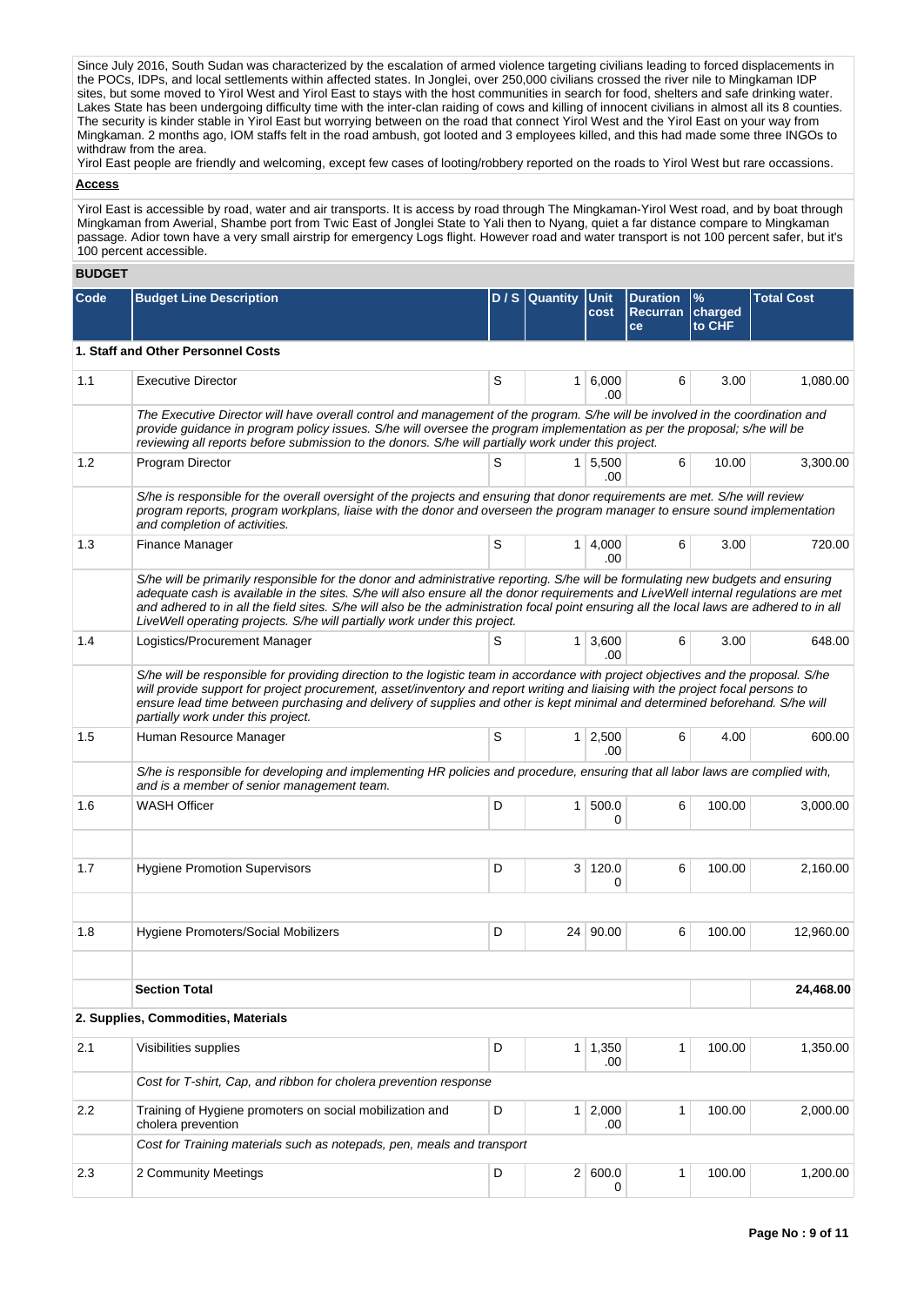Since July 2016, South Sudan was characterized by the escalation of armed violence targeting civilians leading to forced displacements in the POCs, IDPs, and local settlements within affected states. In Jonglei, over 250,000 civilians crossed the river nile to Mingkaman IDP sites, but some moved to Yirol West and Yirol East to stays with the host communities in search for food, shelters and safe drinking water. Lakes State has been undergoing difficulty time with the inter-clan raiding of cows and killing of innocent civilians in almost all its 8 counties. The security is kinder stable in Yirol East but worrying between on the road that connect Yirol West and the Yirol East on your way from Mingkaman. 2 months ago, IOM staffs felt in the road ambush, got looted and 3 employees killed, and this had made some three INGOs to withdraw from the area.

Yirol East people are friendly and welcoming, except few cases of looting/robbery reported on the roads to Yirol West but rare occassions.

**Access**

Yirol East is accessible by road, water and air transports. It is access by road through The Mingkaman-Yirol West road, and by boat through Mingkaman from Awerial, Shambe port from Twic East of Jonglei State to Yali then to Nyang, quiet a far distance compare to Mingkaman passage. Adior town have a very small airstrip for emergency Logs flight. However road and water transport is not 100 percent safer, but it's 100 percent accessible.

## BUDGET

| Code | Budget Line Description | D / S | Quantity | Unit cost | Duration Recurrance | % charged to CHF | Total Cost |
|---|---|---|---|---|---|---|---|
| **1. Staff and Other Personnel Costs** | | | | | | | |
| 1.1 | Executive Director | S | 1 | 6,000.00 | 6 | 3.00 | 1,080.00 |
| | *The Executive Director will have overall control and management of the program. S/he will be involved in the coordination and provide guidance in program policy issues. S/he will oversee the program implementation as per the proposal; s/he will be reviewing all reports before submission to the donors. S/he will partially work under this project.* | | | | | | |
| 1.2 | Program Director | S | 1 | 5,500.00 | 6 | 10.00 | 3,300.00 |
| | *S/he is responsible for the overall oversight of the projects and ensuring that donor requirements are met. S/he will review program reports, program workplans, liaise with the donor and overseen the program manager to ensure sound implementation and completion of activities.* | | | | | | |
| 1.3 | Finance Manager | S | 1 | 4,000.00 | 6 | 3.00 | 720.00 |
| | *S/he will be primarily responsible for the donor and administrative reporting. S/he will be formulating new budgets and ensuring adequate cash is available in the sites. S/he will also ensure all the donor requirements and LiveWell internal regulations are met and adhered to in all the field sites. S/he will also be the administration focal point ensuring all the local laws are adhered to in all LiveWell operating projects. S/he will partially work under this project.* | | | | | | |
| 1.4 | Logistics/Procurement Manager | S | 1 | 3,600.00 | 6 | 3.00 | 648.00 |
| | *S/he will be responsible for providing direction to the logistic team in accordance with project objectives and the proposal. S/he will provide support for project procurement, asset/inventory and report writing and liaising with the project focal persons to ensure lead time between purchasing and delivery of supplies and other is kept minimal and determined beforehand. S/he will partially work under this project.* | | | | | | |
| 1.5 | Human Resource Manager | S | 1 | 2,500.00 | 6 | 4.00 | 600.00 |
| | *S/he is responsible for developing and implementing HR policies and procedure, ensuring that all labor laws are complied with, and is a member of senior management team.* | | | | | | |
| 1.6 | WASH Officer | D | 1 | 500.00 | 6 | 100.00 | 3,000.00 |
| | | | | | | | |
| 1.7 | Hygiene Promotion Supervisors | D | 3 | 120.00 | 6 | 100.00 | 2,160.00 |
| | | | | | | | |
| 1.8 | Hygiene Promoters/Social Mobilizers | D | 24 | 90.00 | 6 | 100.00 | 12,960.00 |
| | | | | | | | |
| | **Section Total** | | | | | | **24,468.00** |
| **2. Supplies, Commodities, Materials** | | | | | | | |
| 2.1 | Visibilities supplies | D | 1 | 1,350.00 | 1 | 100.00 | 1,350.00 |
| | *Cost for T-shirt, Cap, and ribbon for cholera prevention response* | | | | | | |
| 2.2 | Training of Hygiene promoters on social mobilization and cholera prevention | D | 1 | 2,000.00 | 1 | 100.00 | 2,000.00 |
| | *Cost for Training materials such as notepads, pen, meals and transport* | | | | | | |
| 2.3 | 2 Community Meetings | D | 2 | 600.00 | 1 | 100.00 | 1,200.00 |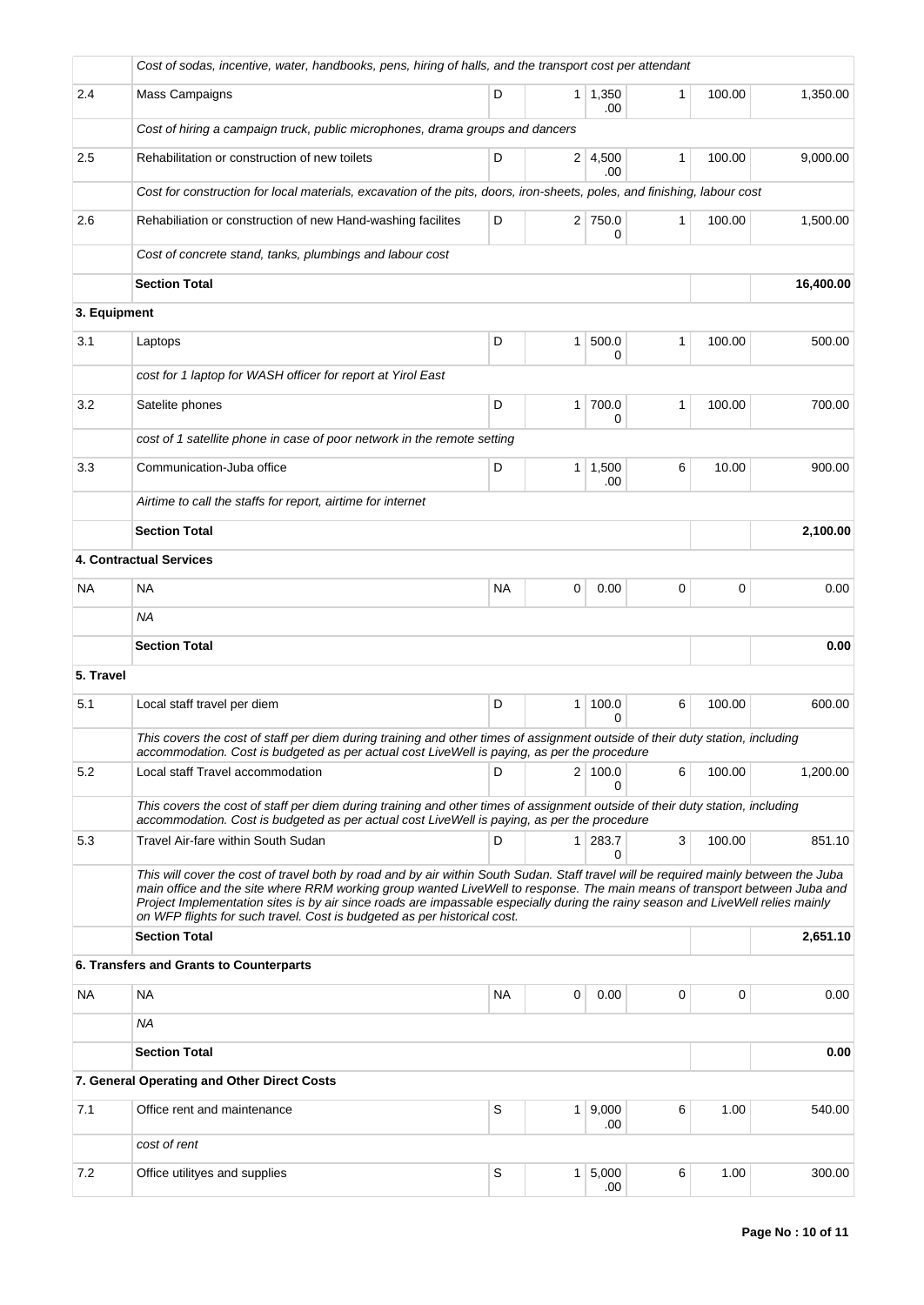| | | | | | | | |
|---|---|---|---|---|---|---|---|
| | *Cost of sodas, incentive, water, handbooks, pens, hiring of halls, and the transport cost per attendant* | | | | | | |
| 2.4 | Mass Campaigns | D | 1 | 1,350.00 | 1 | 100.00 | 1,350.00 |
| | *Cost of hiring a campaign truck, public microphones, drama groups and dancers* | | | | | | |
| 2.5 | Rehabilitation or construction of new toilets | D | 2 | 4,500.00 | 1 | 100.00 | 9,000.00 |
| | *Cost for construction for local materials, excavation of the pits, doors, iron-sheets, poles, and finishing, labour cost* | | | | | | |
| 2.6 | Rehabiliation or construction of new Hand-washing facilites | D | 2 | 750.00 | 1 | 100.00 | 1,500.00 |
| | *Cost of concrete stand, tanks, plumbings and labour cost* | | | | | | |
| | **Section Total** | | | | | | **16,400.00** |
| **3. Equipment** | | | | | | | |
| 3.1 | Laptops | D | 1 | 500.00 | 1 | 100.00 | 500.00 |
| | *cost for 1 laptop for WASH officer for report at Yirol East* | | | | | | |
| 3.2 | Satelite phones | D | 1 | 700.00 | 1 | 100.00 | 700.00 |
| | *cost of 1 satellite phone in case of poor network in the remote setting* | | | | | | |
| 3.3 | Communication-Juba office | D | 1 | 1,500.00 | 6 | 10.00 | 900.00 |
| | *Airtime to call the staffs for report, airtime for internet* | | | | | | |
| | **Section Total** | | | | | | **2,100.00** |
| | **4. Contractual Services** | | | | | | |
| NA | NA | NA | 0 | 0.00 | 0 | 0 | 0.00 |
| | *NA* | | | | | | |
| | **Section Total** | | | | | | **0.00** |
| **5. Travel** | | | | | | | |
| 5.1 | Local staff travel per diem | D | 1 | 100.00 | 6 | 100.00 | 600.00 |
| | *This covers the cost of staff per diem during training and other times of assignment outside of their duty station, including accommodation. Cost is budgeted as per actual cost LiveWell is paying, as per the procedure* | | | | | | |
| 5.2 | Local staff Travel accommodation | D | 2 | 100.00 | 6 | 100.00 | 1,200.00 |
| | *This covers the cost of staff per diem during training and other times of assignment outside of their duty station, including accommodation. Cost is budgeted as per actual cost LiveWell is paying, as per the procedure* | | | | | | |
| 5.3 | Travel Air-fare within South Sudan | D | 1 | 283.70 | 3 | 100.00 | 851.10 |
| | *This will cover the cost of travel both by road and by air within South Sudan. Staff travel will be required mainly between the Juba main office and the site where RRM working group wanted LiveWell to response. The main means of transport between Juba and Project Implementation sites is by air since roads are impassable especially during the rainy season and LiveWell relies mainly on WFP flights for such travel. Cost is budgeted as per historical cost.* | | | | | | |
| | **Section Total** | | | | | | **2,651.10** |
| | **6. Transfers and Grants to Counterparts** | | | | | | |
| NA | NA | NA | 0 | 0.00 | 0 | 0 | 0.00 |
| | *NA* | | | | | | |
| | **Section Total** | | | | | | **0.00** |
| | **7. General Operating and Other Direct Costs** | | | | | | |
| 7.1 | Office rent and maintenance | S | 1 | 9,000.00 | 6 | 1.00 | 540.00 |
| | *cost of rent* | | | | | | |
| 7.2 | Office utilityes and supplies | S | 1 | 5,000.00 | 6 | 1.00 | 300.00 |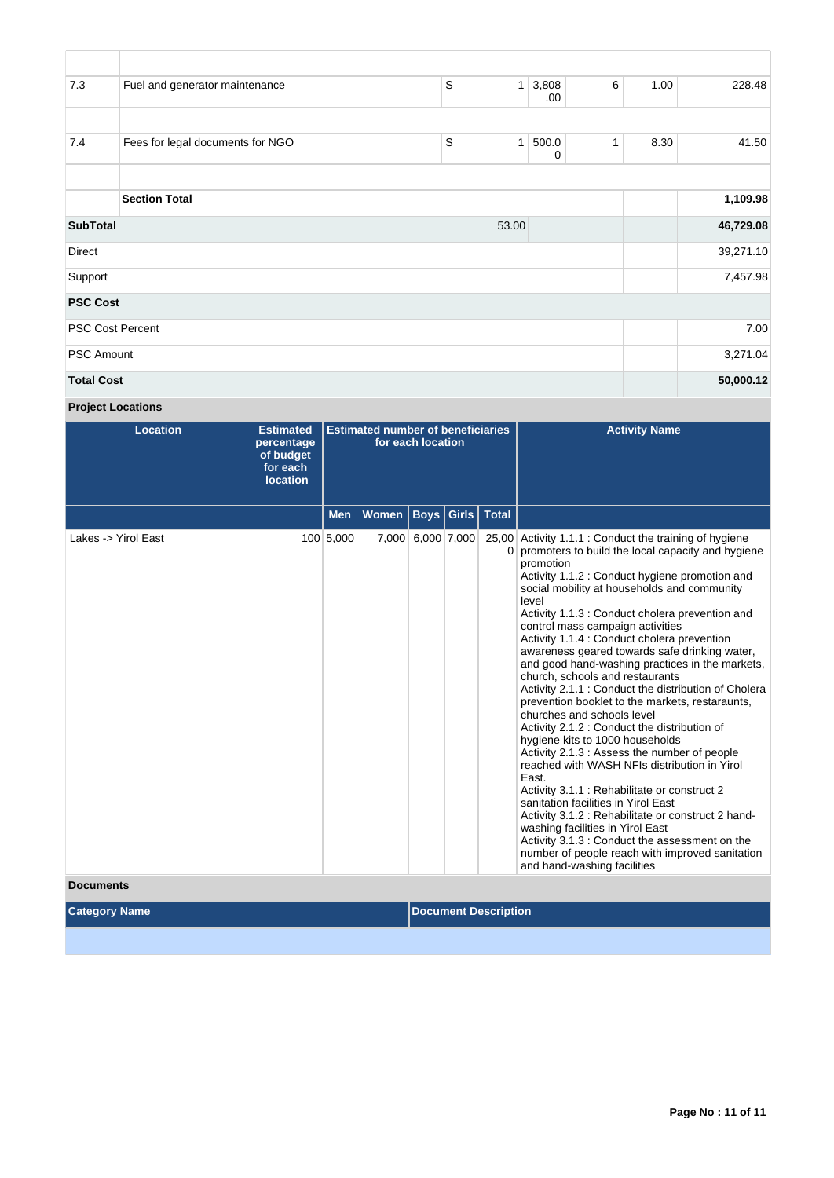| | | | | | | | |
|---|---|---|---|---|---|---|---|
| | | | | | | | |
| 7.3 | Fuel and generator maintenance | S | 1 | 3,808.00 | 6 | 1.00 | 228.48 |
| | | | | | | | |
| 7.4 | Fees for legal documents for NGO | S | 1 | 500.00 | 1 | 8.30 | 41.50 |
| | | | | | | | |
| | **Section Total** | | | | | | **1,109.98** |
| **SubTotal** | | | 53.00 | | | | **46,729.08** |
| Direct | | | | | | | 39,271.10 |
| Support | | | | | | | 7,457.98 |
| **PSC Cost** | | | | | | | |
| PSC Cost Percent | | | | | | | 7.00 |
| PSC Amount | | | | | | | 3,271.04 |
| **Total Cost** | | | | | | | **50,000.12** |

**Project Locations**

| Location | Estimated percentage of budget for each location | Estimated number of beneficiaries for each location | | | | | Activity Name |
|---|---|---|---|---|---|---|---|
| | | Men | Women | Boys | Girls | Total | |
| Lakes -> Yirol East | 100 | 5,000 | 7,000 | 6,000 | 7,000 | 25,000 | Activity 1.1.1 : Conduct the training of hygiene promoters to build the local capacity and hygiene promotion<br>Activity 1.1.2 : Conduct hygiene promotion and social mobility at households and community level<br>Activity 1.1.3 : Conduct cholera prevention and control mass campaign activities<br>Activity 1.1.4 : Conduct cholera prevention awareness geared towards safe drinking water, and good hand-washing practices in the markets, church, schools and restaurants<br>Activity 2.1.1 : Conduct the distribution of Cholera prevention booklet to the markets, restaraunts, churches and schools level<br>Activity 2.1.2 : Conduct the distribution of hygiene kits to 1000 households<br>Activity 2.1.3 : Assess the number of people reached with WASH NFIs distribution in Yirol East.<br>Activity 3.1.1 : Rehabilitate or construct 2 sanitation facilities in Yirol East<br>Activity 3.1.2 : Rehabilitate or construct 2 hand-washing facilities in Yirol East<br>Activity 3.1.3 : Conduct the assessment on the number of people reach with improved sanitation and hand-washing facilities |

**Documents**

| Category Name | Document Description |
|---|---|
| | |